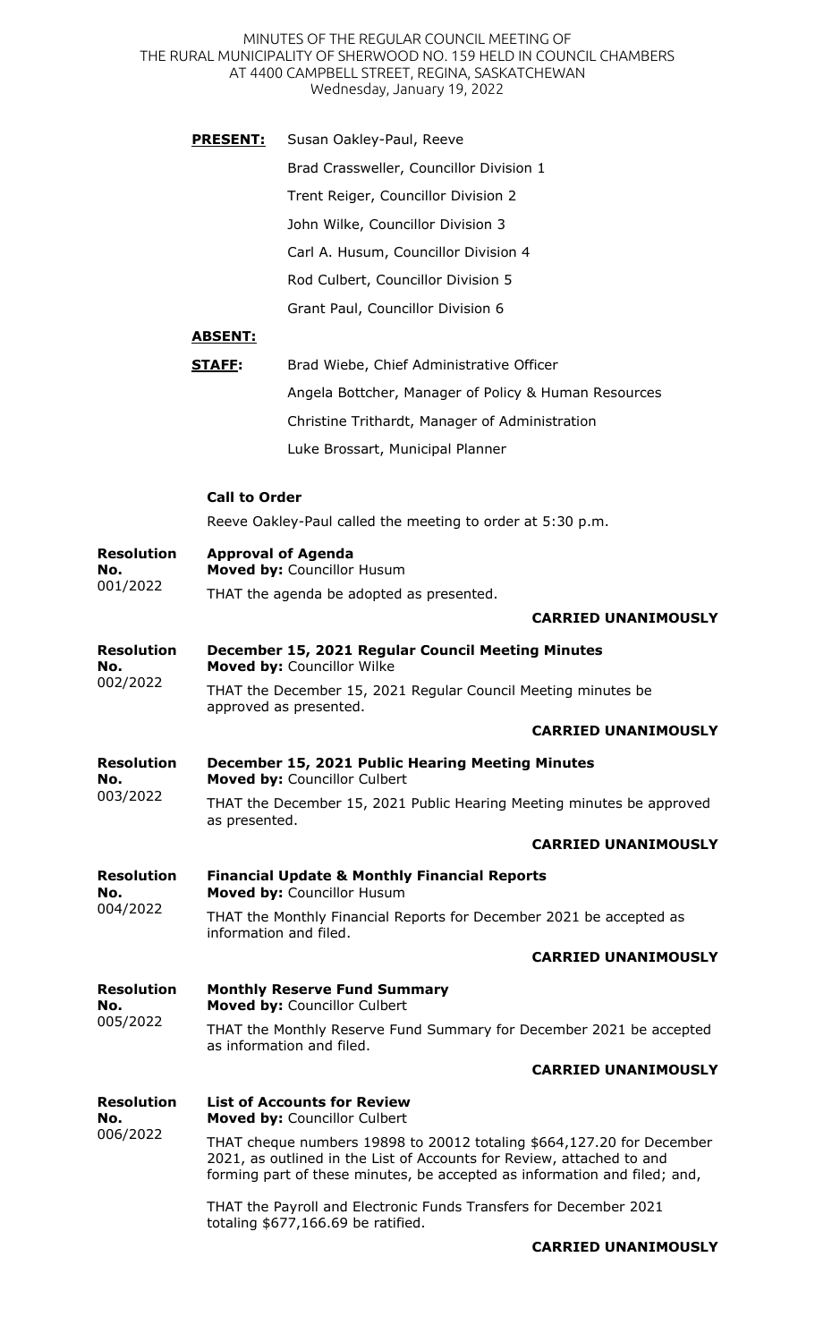MINUTES OF THE REGULAR COUNCIL MEETING OF THE RURAL MUNICIPALITY OF SHERWOOD NO. 159 HELD IN COUNCIL CHAMBERS AT 4400 CAMPBELL STREET, REGINA, SASKATCHEWAN
Wednesday, January 19, 2022

**PRESENT:**
Susan Oakley-Paul, Reeve
Brad Crassweller, Councillor Division 1
Trent Reiger, Councillor Division 2
John Wilke, Councillor Division 3
Carl A. Husum, Councillor Division 4
Rod Culbert, Councillor Division 5
Grant Paul, Councillor Division 6

**ABSENT:**

**STAFF:**
Brad Wiebe, Chief Administrative Officer
Angela Bottcher, Manager of Policy & Human Resources
Christine Trithardt, Manager of Administration
Luke Brossart, Municipal Planner

**Call to Order**

Reeve Oakley-Paul called the meeting to order at 5:30 p.m.

**Resolution No. 001/2022**

**Approval of Agenda**
**Moved by:** Councillor Husum

THAT the agenda be adopted as presented.

**CARRIED UNANIMOUSLY**

**Resolution No. 002/2022**

**December 15, 2021 Regular Council Meeting Minutes**
**Moved by:** Councillor Wilke

THAT the December 15, 2021 Regular Council Meeting minutes be approved as presented.

**CARRIED UNANIMOUSLY**

**Resolution No. 003/2022**

**December 15, 2021 Public Hearing Meeting Minutes**
**Moved by:** Councillor Culbert

THAT the December 15, 2021 Public Hearing Meeting minutes be approved as presented.

**CARRIED UNANIMOUSLY**

**Resolution No. 004/2022**

**Financial Update & Monthly Financial Reports**
**Moved by:** Councillor Husum

THAT the Monthly Financial Reports for December 2021 be accepted as information and filed.

**CARRIED UNANIMOUSLY**

**Resolution No. 005/2022**

**Monthly Reserve Fund Summary**
**Moved by:** Councillor Culbert

THAT the Monthly Reserve Fund Summary for December 2021 be accepted as information and filed.

**CARRIED UNANIMOUSLY**

**Resolution No. 006/2022**

**List of Accounts for Review**
**Moved by:** Councillor Culbert

THAT cheque numbers 19898 to 20012 totaling $664,127.20 for December 2021, as outlined in the List of Accounts for Review, attached to and forming part of these minutes, be accepted as information and filed; and,

THAT the Payroll and Electronic Funds Transfers for December 2021 totaling $677,166.69 be ratified.

**CARRIED UNANIMOUSLY**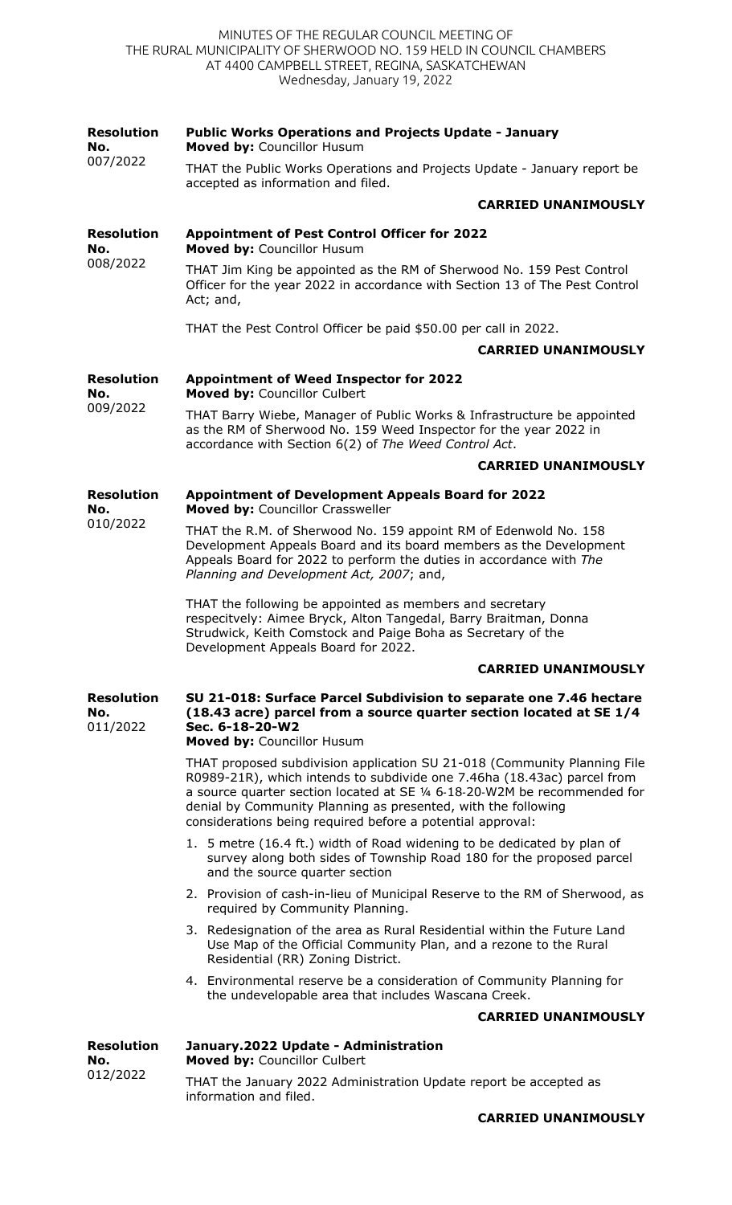MINUTES OF THE REGULAR COUNCIL MEETING OF
THE RURAL MUNICIPALITY OF SHERWOOD NO. 159 HELD IN COUNCIL CHAMBERS
AT 4400 CAMPBELL STREET, REGINA, SASKATCHEWAN
Wednesday, January 19, 2022

**Resolution No.** 007/2022

**Public Works Operations and Projects Update - January**
**Moved by:** Councillor Husum

THAT the Public Works Operations and Projects Update - January report be accepted as information and filed.

**CARRIED UNANIMOUSLY**

**Resolution No.** 008/2022

**Appointment of Pest Control Officer for 2022**
**Moved by:** Councillor Husum

THAT Jim King be appointed as the RM of Sherwood No. 159 Pest Control Officer for the year 2022 in accordance with Section 13 of The Pest Control Act; and,

THAT the Pest Control Officer be paid $50.00 per call in 2022.

**CARRIED UNANIMOUSLY**

**Resolution No.** 009/2022

**Appointment of Weed Inspector for 2022**
**Moved by:** Councillor Culbert

THAT Barry Wiebe, Manager of Public Works & Infrastructure be appointed as the RM of Sherwood No. 159 Weed Inspector for the year 2022 in accordance with Section 6(2) of *The Weed Control Act*.

**CARRIED UNANIMOUSLY**

**Resolution No.** 010/2022

**Appointment of Development Appeals Board for 2022**
**Moved by:** Councillor Crassweller

THAT the R.M. of Sherwood No. 159 appoint RM of Edenwold No. 158 Development Appeals Board and its board members as the Development Appeals Board for 2022 to perform the duties in accordance with *The Planning and Development Act, 2007*; and,

THAT the following be appointed as members and secretary respecitvely: Aimee Bryck, Alton Tangedal, Barry Braitman, Donna Strudwick, Keith Comstock and Paige Boha as Secretary of the Development Appeals Board for 2022.

**CARRIED UNANIMOUSLY**

**Resolution No.** 011/2022

**SU 21-018: Surface Parcel Subdivision to separate one 7.46 hectare (18.43 acre) parcel from a source quarter section located at SE 1/4 Sec. 6-18-20-W2**
**Moved by:** Councillor Husum

THAT proposed subdivision application SU 21-018 (Community Planning File R0989-21R), which intends to subdivide one 7.46ha (18.43ac) parcel from a source quarter section located at SE ¼ 6-18-20-W2M be recommended for denial by Community Planning as presented, with the following considerations being required before a potential approval:

1. 5 metre (16.4 ft.) width of Road widening to be dedicated by plan of survey along both sides of Township Road 180 for the proposed parcel and the source quarter section
2. Provision of cash-in-lieu of Municipal Reserve to the RM of Sherwood, as required by Community Planning.
3. Redesignation of the area as Rural Residential within the Future Land Use Map of the Official Community Plan, and a rezone to the Rural Residential (RR) Zoning District.
4. Environmental reserve be a consideration of Community Planning for the undevelopable area that includes Wascana Creek.

**CARRIED UNANIMOUSLY**

**Resolution No.** 012/2022

**January.2022 Update - Administration**
**Moved by:** Councillor Culbert

THAT the January 2022 Administration Update report be accepted as information and filed.

**CARRIED UNANIMOUSLY**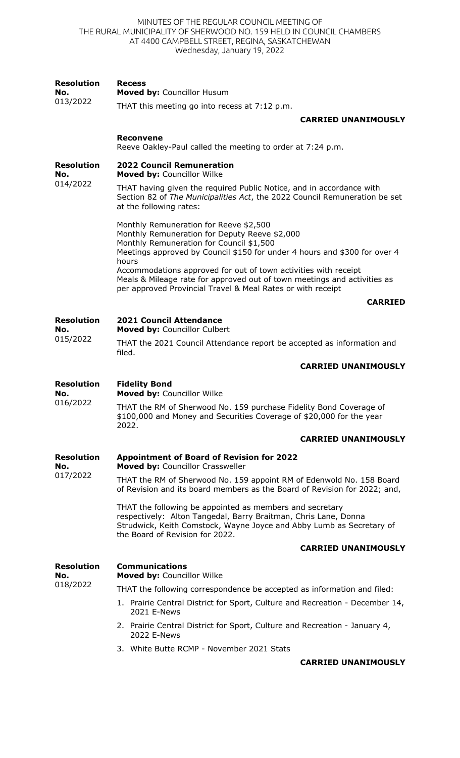MINUTES OF THE REGULAR COUNCIL MEETING OF
THE RURAL MUNICIPALITY OF SHERWOOD NO. 159 HELD IN COUNCIL CHAMBERS
AT 4400 CAMPBELL STREET, REGINA, SASKATCHEWAN
Wednesday, January 19, 2022

**Resolution No. 013/2022**

**Recess**
**Moved by:** Councillor Husum

THAT this meeting go into recess at 7:12 p.m.

**CARRIED UNANIMOUSLY**

**Reconvene**
Reeve Oakley-Paul called the meeting to order at 7:24 p.m.

**Resolution No. 014/2022**

**2022 Council Remuneration**
**Moved by:** Councillor Wilke

THAT having given the required Public Notice, and in accordance with Section 82 of *The Municipalities Act*, the 2022 Council Remuneration be set at the following rates:

Monthly Remuneration for Reeve $2,500
Monthly Remuneration for Deputy Reeve $2,000
Monthly Remuneration for Council $1,500
Meetings approved by Council $150 for under 4 hours and $300 for over 4 hours
Accommodations approved for out of town activities with receipt
Meals & Mileage rate for approved out of town meetings and activities as per approved Provincial Travel & Meal Rates or with receipt

**CARRIED**

**Resolution No. 015/2022**

**2021 Council Attendance**
**Moved by:** Councillor Culbert

THAT the 2021 Council Attendance report be accepted as information and filed.

**CARRIED UNANIMOUSLY**

**Resolution No. 016/2022**

**Fidelity Bond**
**Moved by:** Councillor Wilke

THAT the RM of Sherwood No. 159 purchase Fidelity Bond Coverage of $100,000 and Money and Securities Coverage of $20,000 for the year 2022.

**CARRIED UNANIMOUSLY**

**Resolution No. 017/2022**

**Appointment of Board of Revision for 2022**
**Moved by:** Councillor Crassweller

THAT the RM of Sherwood No. 159 appoint RM of Edenwold No. 158 Board of Revision and its board members as the Board of Revision for 2022; and,

THAT the following be appointed as members and secretary respectively: Alton Tangedal, Barry Braitman, Chris Lane, Donna Strudwick, Keith Comstock, Wayne Joyce and Abby Lumb as Secretary of the Board of Revision for 2022.

**CARRIED UNANIMOUSLY**

**Resolution No. 018/2022**

**Communications**
**Moved by:** Councillor Wilke

THAT the following correspondence be accepted as information and filed:

1. Prairie Central District for Sport, Culture and Recreation - December 14, 2021 E-News
2. Prairie Central District for Sport, Culture and Recreation - January 4, 2022 E-News
3. White Butte RCMP - November 2021 Stats

**CARRIED UNANIMOUSLY**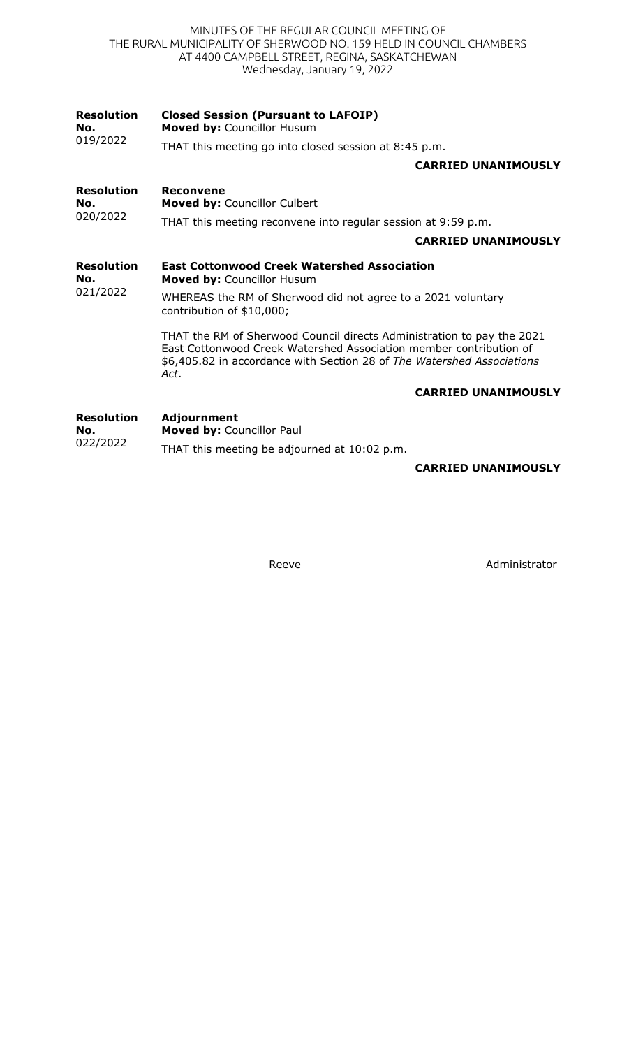MINUTES OF THE REGULAR COUNCIL MEETING OF
THE RURAL MUNICIPALITY OF SHERWOOD NO. 159 HELD IN COUNCIL CHAMBERS
AT 4400 CAMPBELL STREET, REGINA, SASKATCHEWAN
Wednesday, January 19, 2022

**Resolution No.** 019/2022

**Closed Session (Pursuant to LAFOIP)**
**Moved by:** Councillor Husum

THAT this meeting go into closed session at 8:45 p.m.

**CARRIED UNANIMOUSLY**

**Resolution No.** 020/2022

**Reconvene**
**Moved by:** Councillor Culbert

THAT this meeting reconvene into regular session at 9:59 p.m.

**CARRIED UNANIMOUSLY**

**Resolution No.** 021/2022

**East Cottonwood Creek Watershed Association**
**Moved by:** Councillor Husum

WHEREAS the RM of Sherwood did not agree to a 2021 voluntary contribution of $10,000;

THAT the RM of Sherwood Council directs Administration to pay the 2021 East Cottonwood Creek Watershed Association member contribution of $6,405.82 in accordance with Section 28 of *The Watershed Associations Act*.

**CARRIED UNANIMOUSLY**

**Resolution No.** 022/2022

**Adjournment**
**Moved by:** Councillor Paul

THAT this meeting be adjourned at 10:02 p.m.

**CARRIED UNANIMOUSLY**

\_\_\_\_\_\_\_\_\_\_\_\_\_\_\_\_\_\_\_\_\_\_\_\_
Reeve

\_\_\_\_\_\_\_\_\_\_\_\_\_\_\_\_\_\_\_\_\_\_\_\_
Administrator